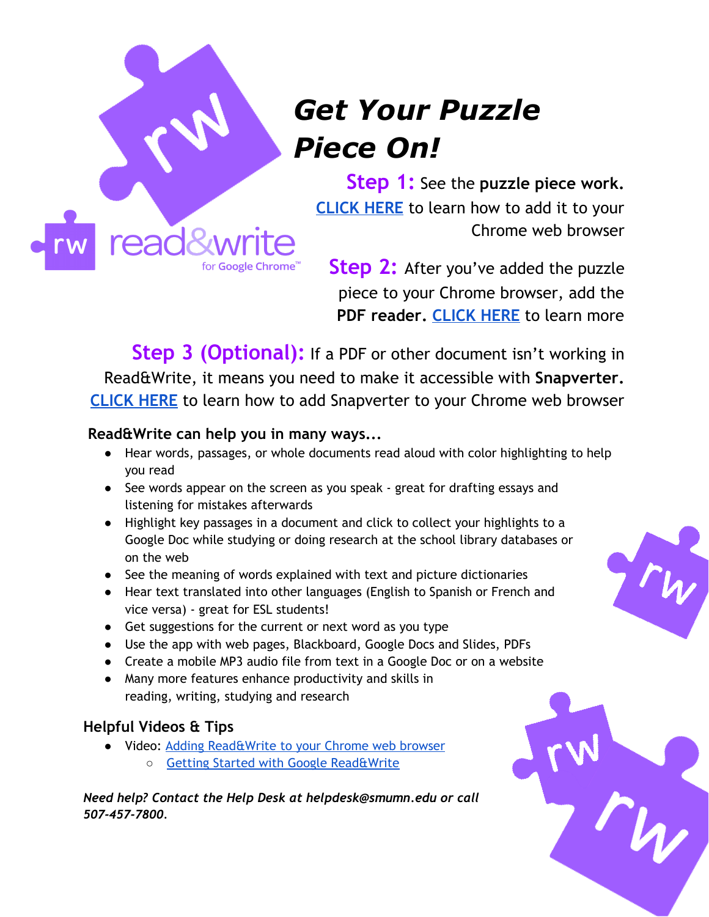# *Get Your Puzzle Piece On!*

**Step 1:** See the **puzzle piece work.** CLICK HERE to learn how to add it to your Chrome web browser

**Step 2:** After you've added the puzzle piece to your Chrome browser, add the **PDF reader.** CLICK HERE to learn more

**Step 3 (Optional):** If a PDF or other document isn't working in Read&Write, it means you need to make it accessible with **Snapverter.** CLICK HERE to learn how to add Snapverter to your Chrome web browser

**Read&Write can help you in many ways...**

- Hear words, passages, or whole documents read aloud with color highlighting to help you read
- See words appear on the screen as you speak - great for drafting essays and listening for mistakes afterwards
- Highlight key passages in a document and click to collect your highlights to a Google Doc while studying or doing research at the school library databases or on the web
- See the meaning of words explained with text and picture dictionaries
- Hear text translated into other languages (English to Spanish or French and vice versa) - great for ESL students!
- Get suggestions for the current or next word as you type
- Use the app with web pages, Blackboard, Google Docs and Slides, PDFs
- Create a mobile MP3 audio file from text in a Google Doc or on a website
- Many more features enhance productivity and skills in reading, writing, studying and research

## Helpful Videos & Tips

- Video: Adding Read&Write to your Chrome web browser
  - Getting Started with Google Read&Write

***Need help? Contact the Help Desk at helpdesk@smumn.edu or call 507-457-7800.***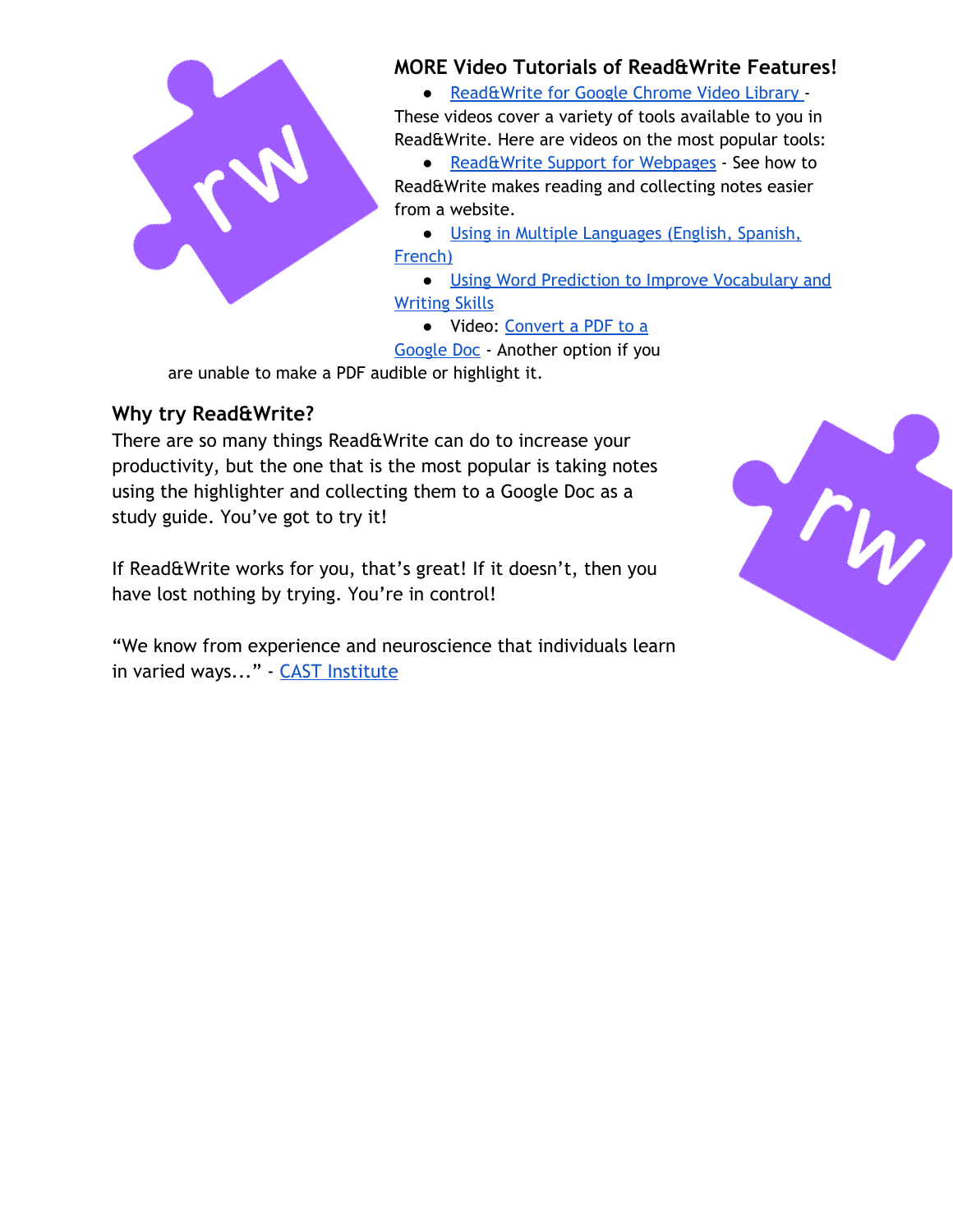## MORE Video Tutorials of Read&Write Features!

- Read&Write for Google Chrome Video Library - These videos cover a variety of tools available to you in Read&Write. Here are videos on the most popular tools:
- Read&Write Support for Webpages - See how to Read&Write makes reading and collecting notes easier from a website.
- Using in Multiple Languages (English, Spanish, French)
- Using Word Prediction to Improve Vocabulary and Writing Skills
- Video: Convert a PDF to a Google Doc - Another option if you are unable to make a PDF audible or highlight it.

## Why try Read&Write?

There are so many things Read&Write can do to increase your productivity, but the one that is the most popular is taking notes using the highlighter and collecting them to a Google Doc as a study guide. You've got to try it!

If Read&Write works for you, that's great! If it doesn't, then you have lost nothing by trying. You're in control!

"We know from experience and neuroscience that individuals learn in varied ways..." - CAST Institute